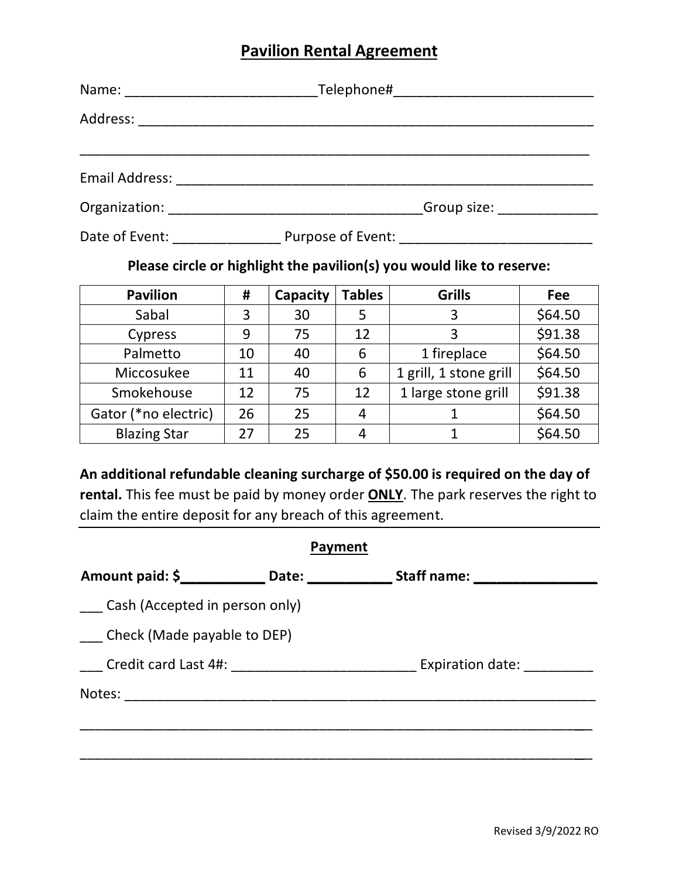# Pavilion Rental Agreement

Name: _________________________ Telephone# __________________________

Address: _____________________________________________________________

_____________________________________________________________________

Email Address: ________________________________________________________

Organization: _________________________________ Group size: _____________

Date of Event: ______________ Purpose of Event: _________________________

**Please circle or highlight the pavilion(s) you would like to reserve:**

| Pavilion | # | Capacity | Tables | Grills | Fee |
|---|---|---|---|---|---|
| Sabal | 3 | 30 | 5 | 3 | $64.50 |
| Cypress | 9 | 75 | 12 | 3 | $91.38 |
| Palmetto | 10 | 40 | 6 | 1 fireplace | $64.50 |
| Miccosukee | 11 | 40 | 6 | 1 grill, 1 stone grill | $64.50 |
| Smokehouse | 12 | 75 | 12 | 1 large stone grill | $91.38 |
| Gator (*no electric) | 26 | 25 | 4 | 1 | $64.50 |
| Blazing Star | 27 | 25 | 4 | 1 | $64.50 |

**An additional refundable cleaning surcharge of $50.00 is required on the day of rental.** This fee must be paid by money order **ONLY**. The park reserves the right to claim the entire deposit for any breach of this agreement.

---

## Payment

**Amount paid: $__________ Date: __________ Staff name: _______________**

___ Cash (Accepted in person only)

___ Check (Made payable to DEP)

___ Credit card Last 4#: ________________________ Expiration date: _________

Notes: _______________________________________________________________

_____________________________________________________________________

_____________________________________________________________________

Revised 3/9/2022 RO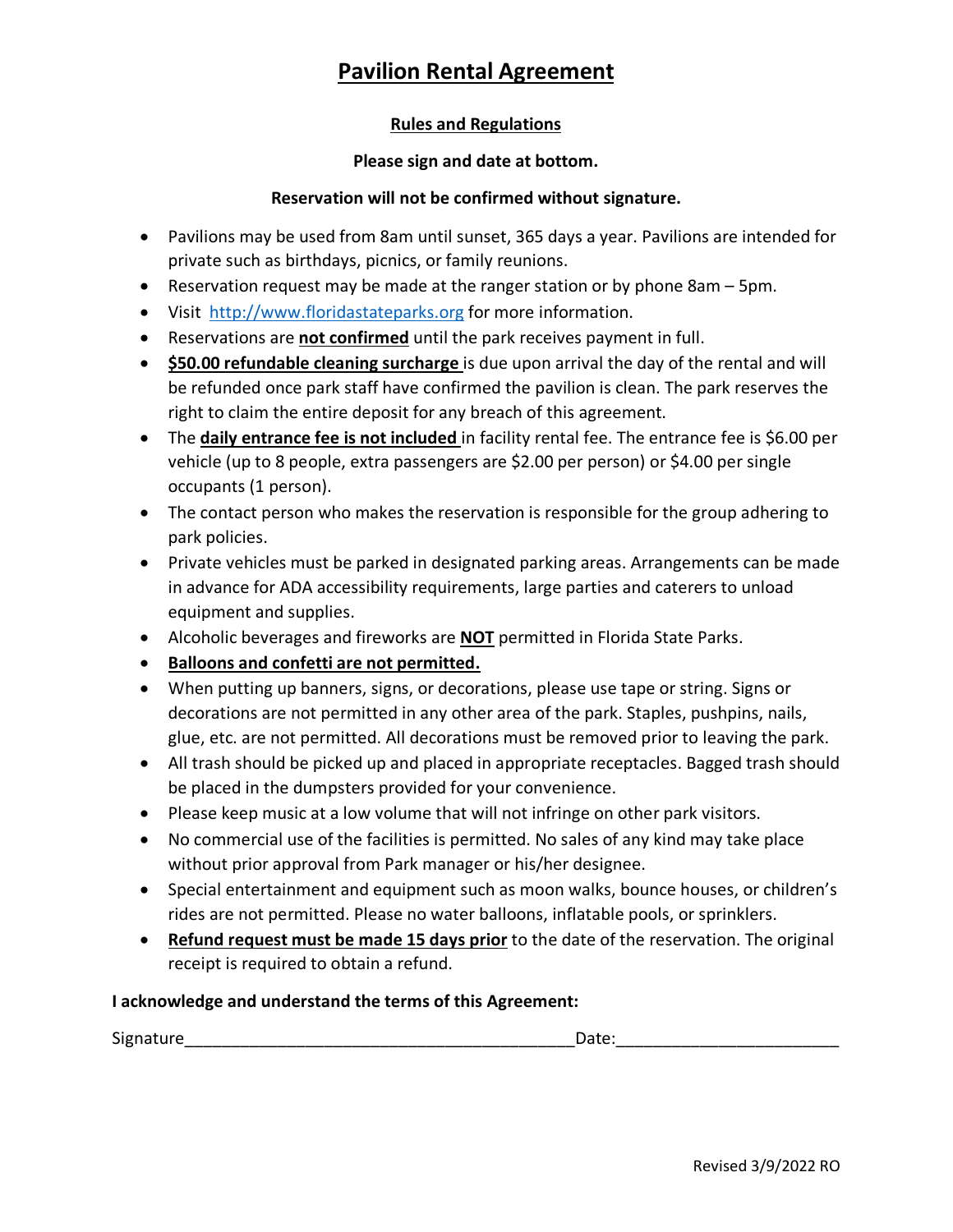# Pavilion Rental Agreement

**Rules and Regulations**

**Please sign and date at bottom.**

**Reservation will not be confirmed without signature.**

- Pavilions may be used from 8am until sunset, 365 days a year. Pavilions are intended for private such as birthdays, picnics, or family reunions.
- Reservation request may be made at the ranger station or by phone 8am – 5pm.
- Visit [http://www.floridastateparks.org](http://www.floridastateparks.org) for more information.
- Reservations are **not confirmed** until the park receives payment in full.
- **$50.00 refundable cleaning surcharge** is due upon arrival the day of the rental and will be refunded once park staff have confirmed the pavilion is clean. The park reserves the right to claim the entire deposit for any breach of this agreement.
- The **daily entrance fee is not included** in facility rental fee. The entrance fee is $6.00 per vehicle (up to 8 people, extra passengers are $2.00 per person) or $4.00 per single occupants (1 person).
- The contact person who makes the reservation is responsible for the group adhering to park policies.
- Private vehicles must be parked in designated parking areas. Arrangements can be made in advance for ADA accessibility requirements, large parties and caterers to unload equipment and supplies.
- Alcoholic beverages and fireworks are **NOT** permitted in Florida State Parks.
- **Balloons and confetti are not permitted.**
- When putting up banners, signs, or decorations, please use tape or string. Signs or decorations are not permitted in any other area of the park. Staples, pushpins, nails, glue, etc. are not permitted. All decorations must be removed prior to leaving the park.
- All trash should be picked up and placed in appropriate receptacles. Bagged trash should be placed in the dumpsters provided for your convenience.
- Please keep music at a low volume that will not infringe on other park visitors.
- No commercial use of the facilities is permitted. No sales of any kind may take place without prior approval from Park manager or his/her designee.
- Special entertainment and equipment such as moon walks, bounce houses, or children's rides are not permitted. Please no water balloons, inflatable pools, or sprinklers.
- **Refund request must be made 15 days prior** to the date of the reservation. The original receipt is required to obtain a refund.

**I acknowledge and understand the terms of this Agreement:**

Signature__________________________________________Date:________________________

Revised 3/9/2022 RO